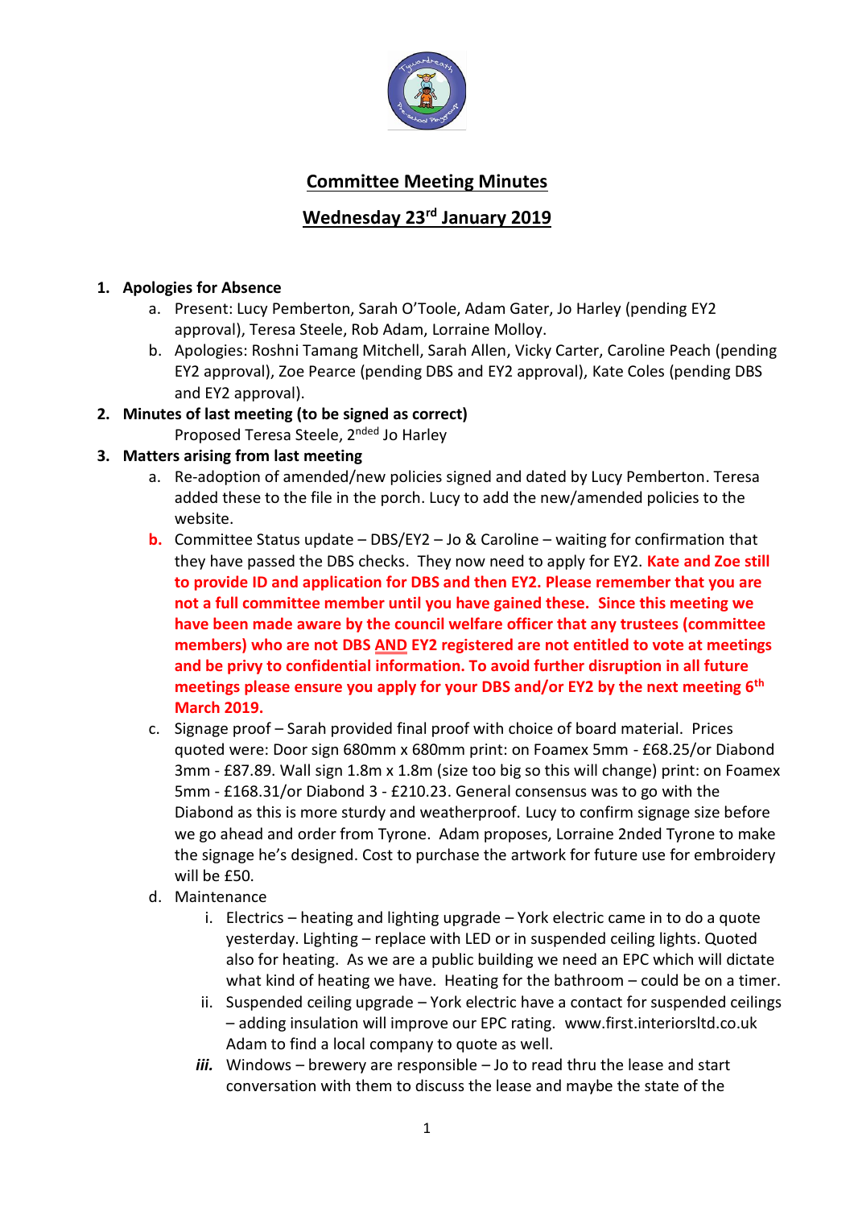# Committee Meeting Minutes

## Wednesday 23rd January 2019

1. **Apologies for Absence**
   a. Present: Lucy Pemberton, Sarah O'Toole, Adam Gater, Jo Harley (pending EY2 approval), Teresa Steele, Rob Adam, Lorraine Molloy.
   b. Apologies: Roshni Tamang Mitchell, Sarah Allen, Vicky Carter, Caroline Peach (pending EY2 approval), Zoe Pearce (pending DBS and EY2 approval), Kate Coles (pending DBS and EY2 approval).
2. **Minutes of last meeting (to be signed as correct)**
   Proposed Teresa Steele, 2nded Jo Harley
3. **Matters arising from last meeting**
   a. Re-adoption of amended/new policies signed and dated by Lucy Pemberton. Teresa added these to the file in the porch. Lucy to add the new/amended policies to the website.
   **b.** Committee Status update – DBS/EY2 – Jo & Caroline – waiting for confirmation that they have passed the DBS checks. They now need to apply for EY2. **Kate and Zoe still to provide ID and application for DBS and then EY2. Please remember that you are not a full committee member until you have gained these. Since this meeting we have been made aware by the council welfare officer that any trustees (committee members) who are not DBS AND EY2 registered are not entitled to vote at meetings and be privy to confidential information. To avoid further disruption in all future meetings please ensure you apply for your DBS and/or EY2 by the next meeting 6th March 2019.**
   c. Signage proof – Sarah provided final proof with choice of board material. Prices quoted were: Door sign 680mm x 680mm print: on Foamex 5mm - £68.25/or Diabond 3mm - £87.89. Wall sign 1.8m x 1.8m (size too big so this will change) print: on Foamex 5mm - £168.31/or Diabond 3 - £210.23. General consensus was to go with the Diabond as this is more sturdy and weatherproof. Lucy to confirm signage size before we go ahead and order from Tyrone. Adam proposes, Lorraine 2nded Tyrone to make the signage he's designed. Cost to purchase the artwork for future use for embroidery will be £50.
   d. Maintenance
      i. Electrics – heating and lighting upgrade – York electric came in to do a quote yesterday. Lighting – replace with LED or in suspended ceiling lights. Quoted also for heating. As we are a public building we need an EPC which will dictate what kind of heating we have. Heating for the bathroom – could be on a timer.
      ii. Suspended ceiling upgrade – York electric have a contact for suspended ceilings – adding insulation will improve our EPC rating. www.first.interiorsltd.co.uk Adam to find a local company to quote as well.
      ***iii.*** Windows – brewery are responsible – Jo to read thru the lease and start conversation with them to discuss the lease and maybe the state of the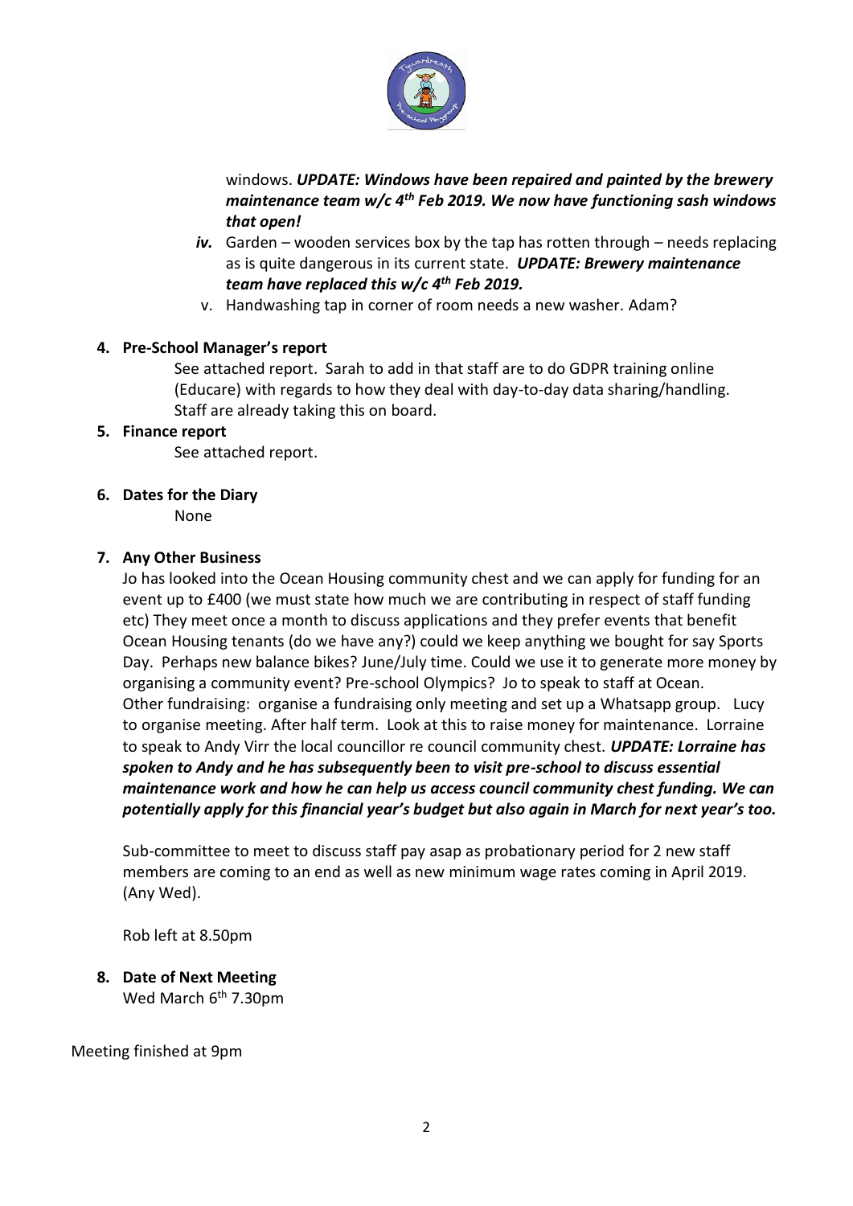windows. ***UPDATE: Windows have been repaired and painted by the brewery maintenance team w/c 4th Feb 2019. We now have functioning sash windows that open!***

*iv.* Garden – wooden services box by the tap has rotten through – needs replacing as is quite dangerous in its current state. ***UPDATE: Brewery maintenance team have replaced this w/c 4th Feb 2019.***

v. Handwashing tap in corner of room needs a new washer. Adam?

**4. Pre-School Manager's report**

See attached report. Sarah to add in that staff are to do GDPR training online (Educare) with regards to how they deal with day-to-day data sharing/handling. Staff are already taking this on board.

**5. Finance report**

See attached report.

**6. Dates for the Diary**

None

**7. Any Other Business**

Jo has looked into the Ocean Housing community chest and we can apply for funding for an event up to £400 (we must state how much we are contributing in respect of staff funding etc) They meet once a month to discuss applications and they prefer events that benefit Ocean Housing tenants (do we have any?) could we keep anything we bought for say Sports Day. Perhaps new balance bikes? June/July time. Could we use it to generate more money by organising a community event? Pre-school Olympics? Jo to speak to staff at Ocean. Other fundraising: organise a fundraising only meeting and set up a Whatsapp group. Lucy to organise meeting. After half term. Look at this to raise money for maintenance. Lorraine to speak to Andy Virr the local councillor re council community chest. ***UPDATE: Lorraine has spoken to Andy and he has subsequently been to visit pre-school to discuss essential maintenance work and how he can help us access council community chest funding. We can potentially apply for this financial year's budget but also again in March for next year's too.***

Sub-committee to meet to discuss staff pay asap as probationary period for 2 new staff members are coming to an end as well as new minimum wage rates coming in April 2019. (Any Wed).

Rob left at 8.50pm

**8. Date of Next Meeting**

Wed March 6th 7.30pm

Meeting finished at 9pm